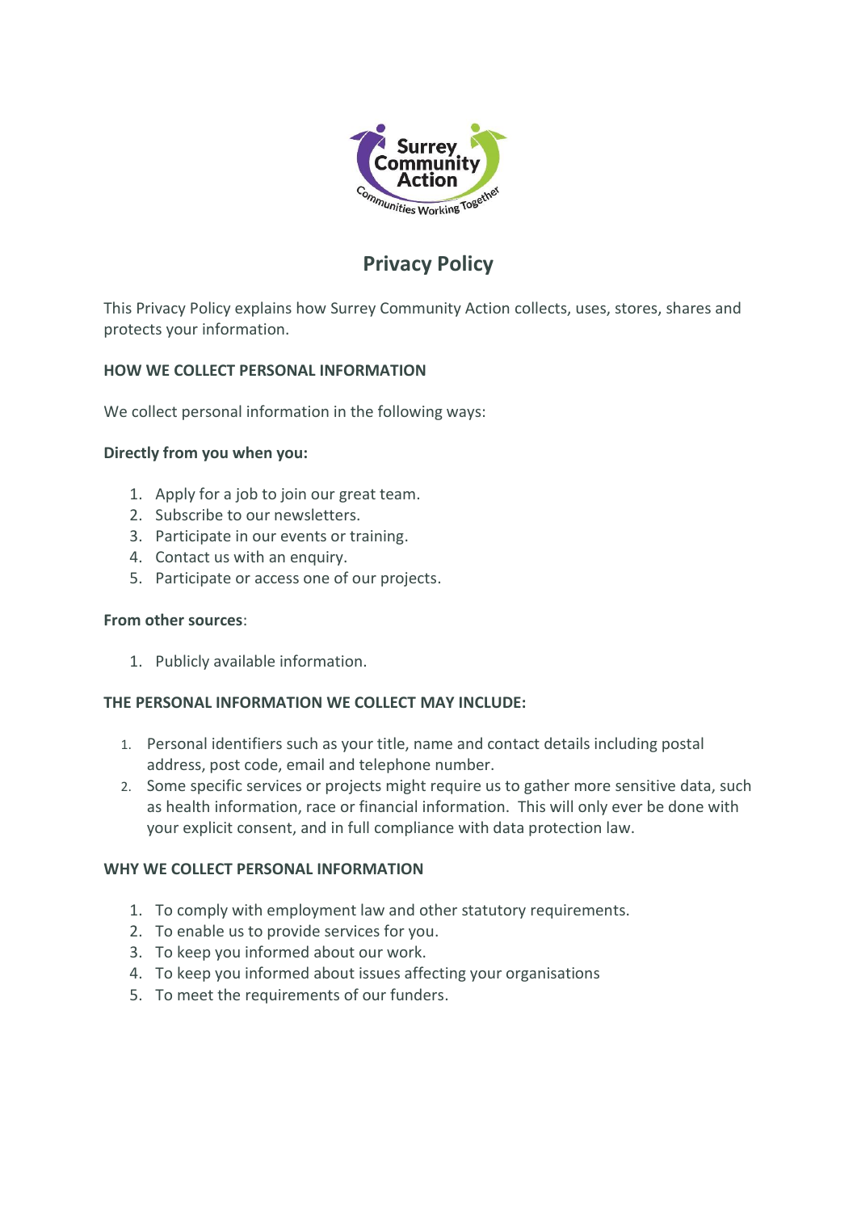# Privacy Policy

This Privacy Policy explains how Surrey Community Action collects, uses, stores, shares and protects your information.

## HOW WE COLLECT PERSONAL INFORMATION

We collect personal information in the following ways:

**Directly from you when you:**

1. Apply for a job to join our great team.
2. Subscribe to our newsletters.
3. Participate in our events or training.
4. Contact us with an enquiry.
5. Participate or access one of our projects.

**From other sources**:

1. Publicly available information.

## THE PERSONAL INFORMATION WE COLLECT MAY INCLUDE:

1. Personal identifiers such as your title, name and contact details including postal address, post code, email and telephone number.
2. Some specific services or projects might require us to gather more sensitive data, such as health information, race or financial information. This will only ever be done with your explicit consent, and in full compliance with data protection law.

## WHY WE COLLECT PERSONAL INFORMATION

1. To comply with employment law and other statutory requirements.
2. To enable us to provide services for you.
3. To keep you informed about our work.
4. To keep you informed about issues affecting your organisations
5. To meet the requirements of our funders.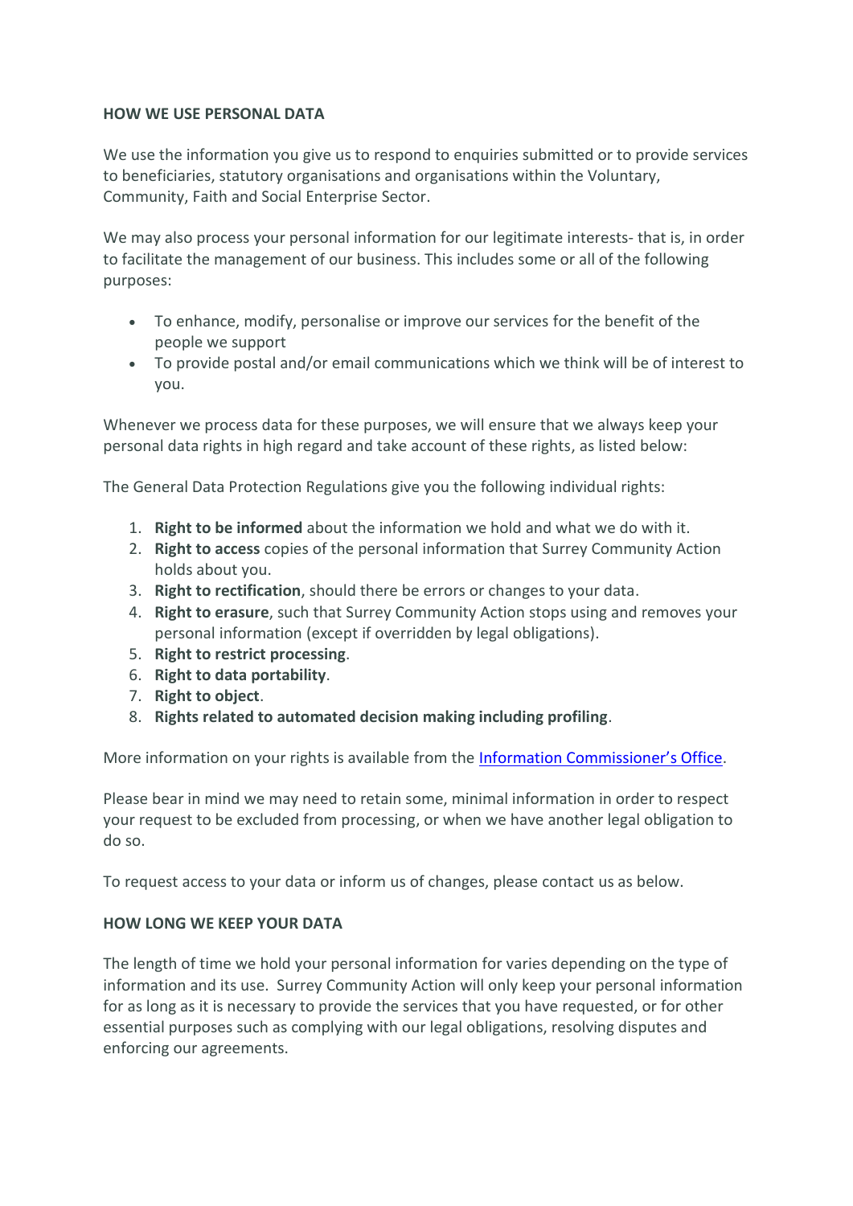**HOW WE USE PERSONAL DATA**

We use the information you give us to respond to enquiries submitted or to provide services to beneficiaries, statutory organisations and organisations within the Voluntary, Community, Faith and Social Enterprise Sector.

We may also process your personal information for our legitimate interests- that is, in order to facilitate the management of our business. This includes some or all of the following purposes:

- To enhance, modify, personalise or improve our services for the benefit of the people we support
- To provide postal and/or email communications which we think will be of interest to you.

Whenever we process data for these purposes, we will ensure that we always keep your personal data rights in high regard and take account of these rights, as listed below:

The General Data Protection Regulations give you the following individual rights:

1. **Right to be informed** about the information we hold and what we do with it.
2. **Right to access** copies of the personal information that Surrey Community Action holds about you.
3. **Right to rectification**, should there be errors or changes to your data.
4. **Right to erasure**, such that Surrey Community Action stops using and removes your personal information (except if overridden by legal obligations).
5. **Right to restrict processing**.
6. **Right to data portability**.
7. **Right to object**.
8. **Rights related to automated decision making including profiling**.

More information on your rights is available from the Information Commissioner's Office.

Please bear in mind we may need to retain some, minimal information in order to respect your request to be excluded from processing, or when we have another legal obligation to do so.

To request access to your data or inform us of changes, please contact us as below.

**HOW LONG WE KEEP YOUR DATA**

The length of time we hold your personal information for varies depending on the type of information and its use. Surrey Community Action will only keep your personal information for as long as it is necessary to provide the services that you have requested, or for other essential purposes such as complying with our legal obligations, resolving disputes and enforcing our agreements.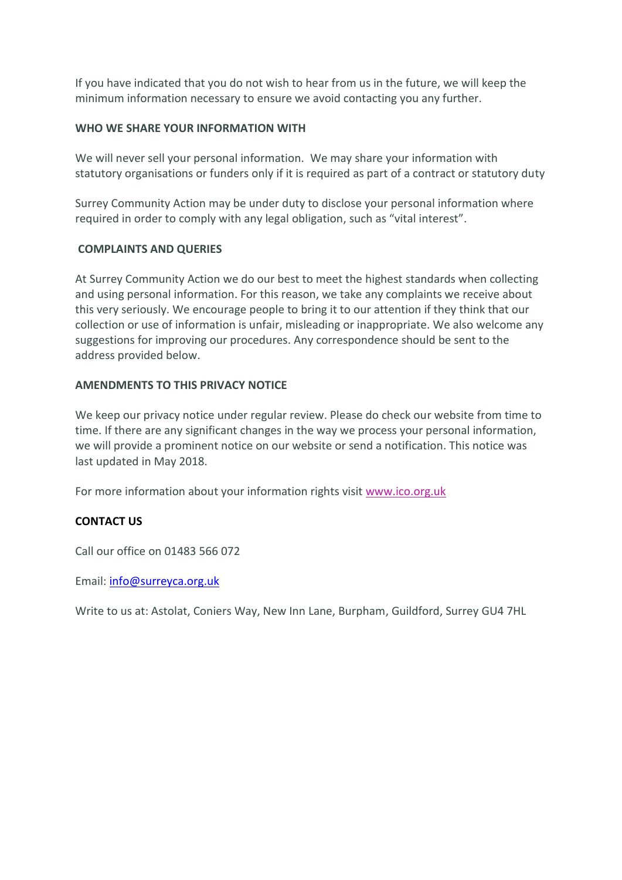If you have indicated that you do not wish to hear from us in the future, we will keep the minimum information necessary to ensure we avoid contacting you any further.

**WHO WE SHARE YOUR INFORMATION WITH**

We will never sell your personal information.  We may share your information with statutory organisations or funders only if it is required as part of a contract or statutory duty

Surrey Community Action may be under duty to disclose your personal information where required in order to comply with any legal obligation, such as "vital interest".

**COMPLAINTS AND QUERIES**

At Surrey Community Action we do our best to meet the highest standards when collecting and using personal information. For this reason, we take any complaints we receive about this very seriously. We encourage people to bring it to our attention if they think that our collection or use of information is unfair, misleading or inappropriate. We also welcome any suggestions for improving our procedures. Any correspondence should be sent to the address provided below.

**AMENDMENTS TO THIS PRIVACY NOTICE**

We keep our privacy notice under regular review. Please do check our website from time to time. If there are any significant changes in the way we process your personal information, we will provide a prominent notice on our website or send a notification. This notice was last updated in May 2018.

For more information about your information rights visit [www.ico.org.uk](http://www.ico.org.uk)

**CONTACT US**

Call our office on 01483 566 072

Email: [info@surreyca.org.uk](mailto:info@surreyca.org.uk)

Write to us at: Astolat, Coniers Way, New Inn Lane, Burpham, Guildford, Surrey GU4 7HL